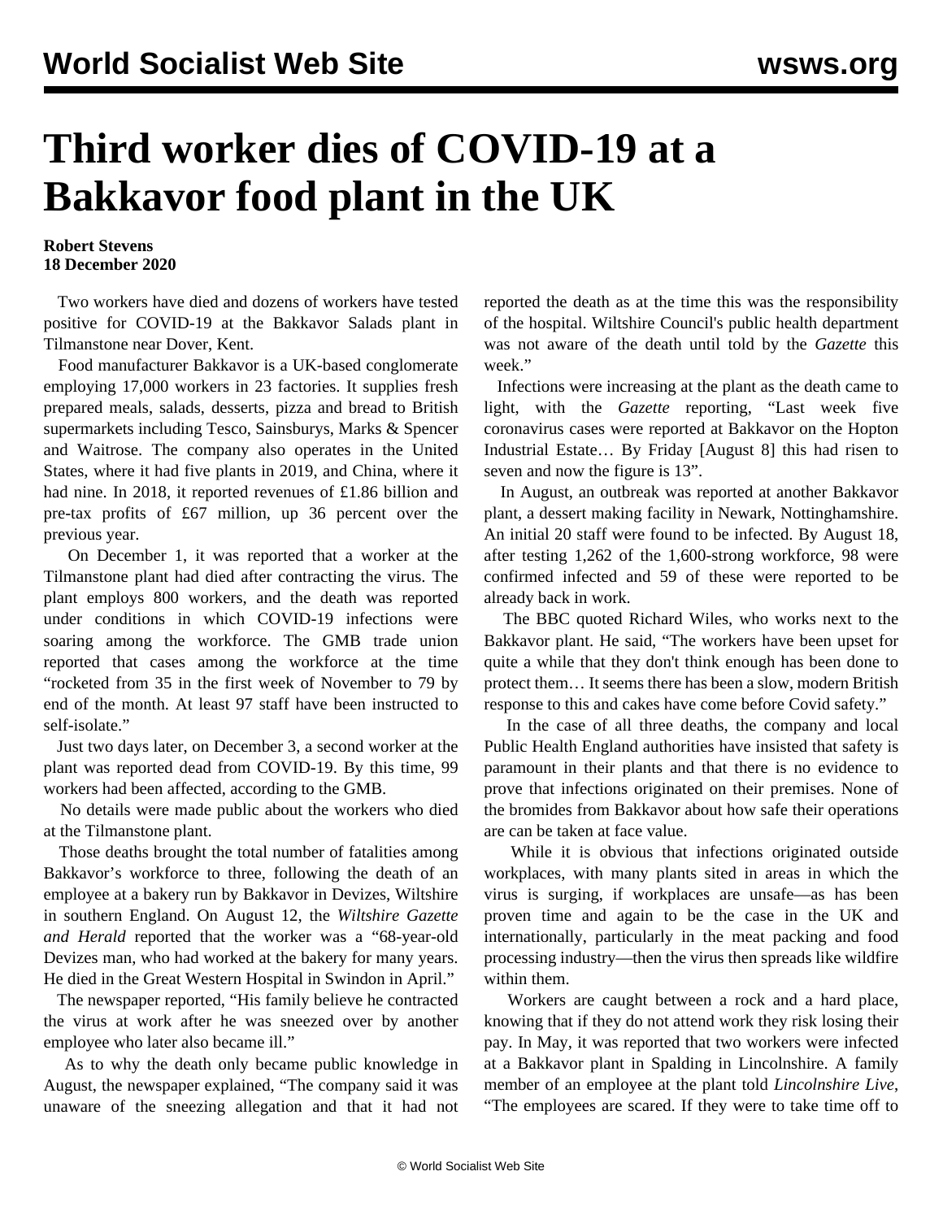# Third worker dies of COVID-19 at a Bakkavor food plant in the UK

**Robert Stevens**
**18 December 2020**

Two workers have died and dozens of workers have tested positive for COVID-19 at the Bakkavor Salads plant in Tilmanstone near Dover, Kent.

Food manufacturer Bakkavor is a UK-based conglomerate employing 17,000 workers in 23 factories. It supplies fresh prepared meals, salads, desserts, pizza and bread to British supermarkets including Tesco, Sainsburys, Marks & Spencer and Waitrose. The company also operates in the United States, where it had five plants in 2019, and China, where it had nine. In 2018, it reported revenues of £1.86 billion and pre-tax profits of £67 million, up 36 percent over the previous year.

On December 1, it was reported that a worker at the Tilmanstone plant had died after contracting the virus. The plant employs 800 workers, and the death was reported under conditions in which COVID-19 infections were soaring among the workforce. The GMB trade union reported that cases among the workforce at the time "rocketed from 35 in the first week of November to 79 by end of the month. At least 97 staff have been instructed to self-isolate."

Just two days later, on December 3, a second worker at the plant was reported dead from COVID-19. By this time, 99 workers had been affected, according to the GMB.

No details were made public about the workers who died at the Tilmanstone plant.

Those deaths brought the total number of fatalities among Bakkavor's workforce to three, following the death of an employee at a bakery run by Bakkavor in Devizes, Wiltshire in southern England. On August 12, the *Wiltshire Gazette and Herald* reported that the worker was a "68-year-old Devizes man, who had worked at the bakery for many years. He died in the Great Western Hospital in Swindon in April."

The newspaper reported, "His family believe he contracted the virus at work after he was sneezed over by another employee who later also became ill."

As to why the death only became public knowledge in August, the newspaper explained, "The company said it was unaware of the sneezing allegation and that it had not reported the death as at the time this was the responsibility of the hospital. Wiltshire Council's public health department was not aware of the death until told by the *Gazette* this week."

Infections were increasing at the plant as the death came to light, with the *Gazette* reporting, "Last week five coronavirus cases were reported at Bakkavor on the Hopton Industrial Estate… By Friday [August 8] this had risen to seven and now the figure is 13".

In August, an outbreak was reported at another Bakkavor plant, a dessert making facility in Newark, Nottinghamshire. An initial 20 staff were found to be infected. By August 18, after testing 1,262 of the 1,600-strong workforce, 98 were confirmed infected and 59 of these were reported to be already back in work.

The BBC quoted Richard Wiles, who works next to the Bakkavor plant. He said, "The workers have been upset for quite a while that they don't think enough has been done to protect them… It seems there has been a slow, modern British response to this and cakes have come before Covid safety."

In the case of all three deaths, the company and local Public Health England authorities have insisted that safety is paramount in their plants and that there is no evidence to prove that infections originated on their premises. None of the bromides from Bakkavor about how safe their operations are can be taken at face value.

While it is obvious that infections originated outside workplaces, with many plants sited in areas in which the virus is surging, if workplaces are unsafe—as has been proven time and again to be the case in the UK and internationally, particularly in the meat packing and food processing industry—then the virus then spreads like wildfire within them.

Workers are caught between a rock and a hard place, knowing that if they do not attend work they risk losing their pay. In May, it was reported that two workers were infected at a Bakkavor plant in Spalding in Lincolnshire. A family member of an employee at the plant told *Lincolnshire Live*, "The employees are scared. If they were to take time off to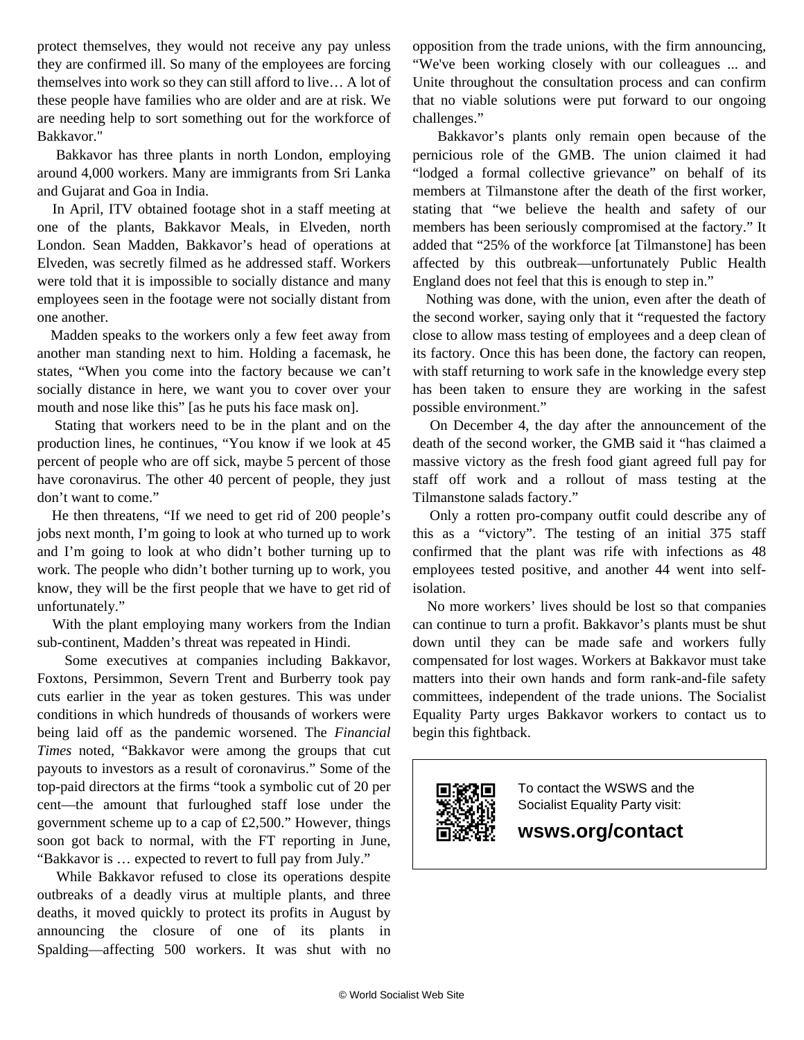protect themselves, they would not receive any pay unless they are confirmed ill. So many of the employees are forcing themselves into work so they can still afford to live… A lot of these people have families who are older and are at risk. We are needing help to sort something out for the workforce of Bakkavor."

Bakkavor has three plants in north London, employing around 4,000 workers. Many are immigrants from Sri Lanka and Gujarat and Goa in India.

In April, ITV obtained footage shot in a staff meeting at one of the plants, Bakkavor Meals, in Elveden, north London. Sean Madden, Bakkavor's head of operations at Elveden, was secretly filmed as he addressed staff. Workers were told that it is impossible to socially distance and many employees seen in the footage were not socially distant from one another.

Madden speaks to the workers only a few feet away from another man standing next to him. Holding a facemask, he states, "When you come into the factory because we can't socially distance in here, we want you to cover over your mouth and nose like this" [as he puts his face mask on].

Stating that workers need to be in the plant and on the production lines, he continues, "You know if we look at 45 percent of people who are off sick, maybe 5 percent of those have coronavirus. The other 40 percent of people, they just don't want to come."

He then threatens, "If we need to get rid of 200 people's jobs next month, I'm going to look at who turned up to work and I'm going to look at who didn't bother turning up to work. The people who didn't bother turning up to work, you know, they will be the first people that we have to get rid of unfortunately."

With the plant employing many workers from the Indian sub-continent, Madden's threat was repeated in Hindi.

Some executives at companies including Bakkavor, Foxtons, Persimmon, Severn Trent and Burberry took pay cuts earlier in the year as token gestures. This was under conditions in which hundreds of thousands of workers were being laid off as the pandemic worsened. The *Financial Times* noted, "Bakkavor were among the groups that cut payouts to investors as a result of coronavirus." Some of the top-paid directors at the firms "took a symbolic cut of 20 per cent—the amount that furloughed staff lose under the government scheme up to a cap of £2,500." However, things soon got back to normal, with the FT reporting in June, "Bakkavor is … expected to revert to full pay from July."

While Bakkavor refused to close its operations despite outbreaks of a deadly virus at multiple plants, and three deaths, it moved quickly to protect its profits in August by announcing the closure of one of its plants in Spalding—affecting 500 workers. It was shut with no opposition from the trade unions, with the firm announcing, "We've been working closely with our colleagues ... and Unite throughout the consultation process and can confirm that no viable solutions were put forward to our ongoing challenges."

Bakkavor's plants only remain open because of the pernicious role of the GMB. The union claimed it had "lodged a formal collective grievance" on behalf of its members at Tilmanstone after the death of the first worker, stating that "we believe the health and safety of our members has been seriously compromised at the factory." It added that "25% of the workforce [at Tilmanstone] has been affected by this outbreak—unfortunately Public Health England does not feel that this is enough to step in."

Nothing was done, with the union, even after the death of the second worker, saying only that it "requested the factory close to allow mass testing of employees and a deep clean of its factory. Once this has been done, the factory can reopen, with staff returning to work safe in the knowledge every step has been taken to ensure they are working in the safest possible environment."

On December 4, the day after the announcement of the death of the second worker, the GMB said it "has claimed a massive victory as the fresh food giant agreed full pay for staff off work and a rollout of mass testing at the Tilmanstone salads factory."

Only a rotten pro-company outfit could describe any of this as a "victory". The testing of an initial 375 staff confirmed that the plant was rife with infections as 48 employees tested positive, and another 44 went into self-isolation.

No more workers' lives should be lost so that companies can continue to turn a profit. Bakkavor's plants must be shut down until they can be made safe and workers fully compensated for lost wages. Workers at Bakkavor must take matters into their own hands and form rank-and-file safety committees, independent of the trade unions. The Socialist Equality Party urges Bakkavor workers to contact us to begin this fightback.

To contact the WSWS and the Socialist Equality Party visit:

**wsws.org/contact**